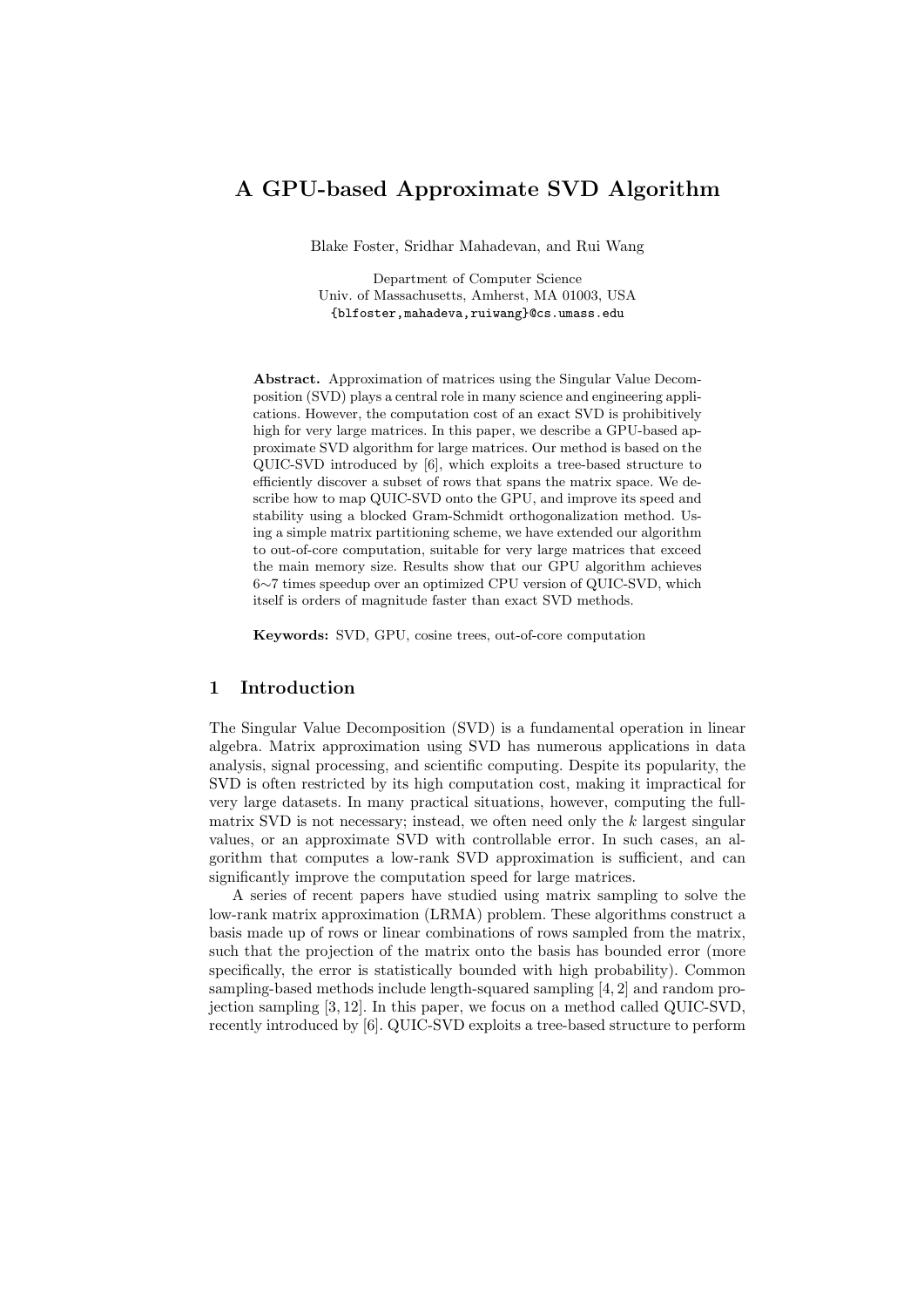# A GPU-based Approximate SVD Algorithm

Blake Foster, Sridhar Mahadevan, and Rui Wang

Department of Computer Science
Univ. of Massachusetts, Amherst, MA 01003, USA
{blfoster,mahadeva,ruiwang}@cs.umass.edu

**Abstract.** Approximation of matrices using the Singular Value Decomposition (SVD) plays a central role in many science and engineering applications. However, the computation cost of an exact SVD is prohibitively high for very large matrices. In this paper, we describe a GPU-based approximate SVD algorithm for large matrices. Our method is based on the QUIC-SVD introduced by [6], which exploits a tree-based structure to efficiently discover a subset of rows that spans the matrix space. We describe how to map QUIC-SVD onto the GPU, and improve its speed and stability using a blocked Gram-Schmidt orthogonalization method. Using a simple matrix partitioning scheme, we have extended our algorithm to out-of-core computation, suitable for very large matrices that exceed the main memory size. Results show that our GPU algorithm achieves 6∼7 times speedup over an optimized CPU version of QUIC-SVD, which itself is orders of magnitude faster than exact SVD methods.

**Keywords:** SVD, GPU, cosine trees, out-of-core computation

## 1 Introduction

The Singular Value Decomposition (SVD) is a fundamental operation in linear algebra. Matrix approximation using SVD has numerous applications in data analysis, signal processing, and scientific computing. Despite its popularity, the SVD is often restricted by its high computation cost, making it impractical for very large datasets. In many practical situations, however, computing the full-matrix SVD is not necessary; instead, we often need only the $k$ largest singular values, or an approximate SVD with controllable error. In such cases, an algorithm that computes a low-rank SVD approximation is sufficient, and can significantly improve the computation speed for large matrices.

A series of recent papers have studied using matrix sampling to solve the low-rank matrix approximation (LRMA) problem. These algorithms construct a basis made up of rows or linear combinations of rows sampled from the matrix, such that the projection of the matrix onto the basis has bounded error (more specifically, the error is statistically bounded with high probability). Common sampling-based methods include length-squared sampling [4, 2] and random projection sampling [3, 12]. In this paper, we focus on a method called QUIC-SVD, recently introduced by [6]. QUIC-SVD exploits a tree-based structure to perform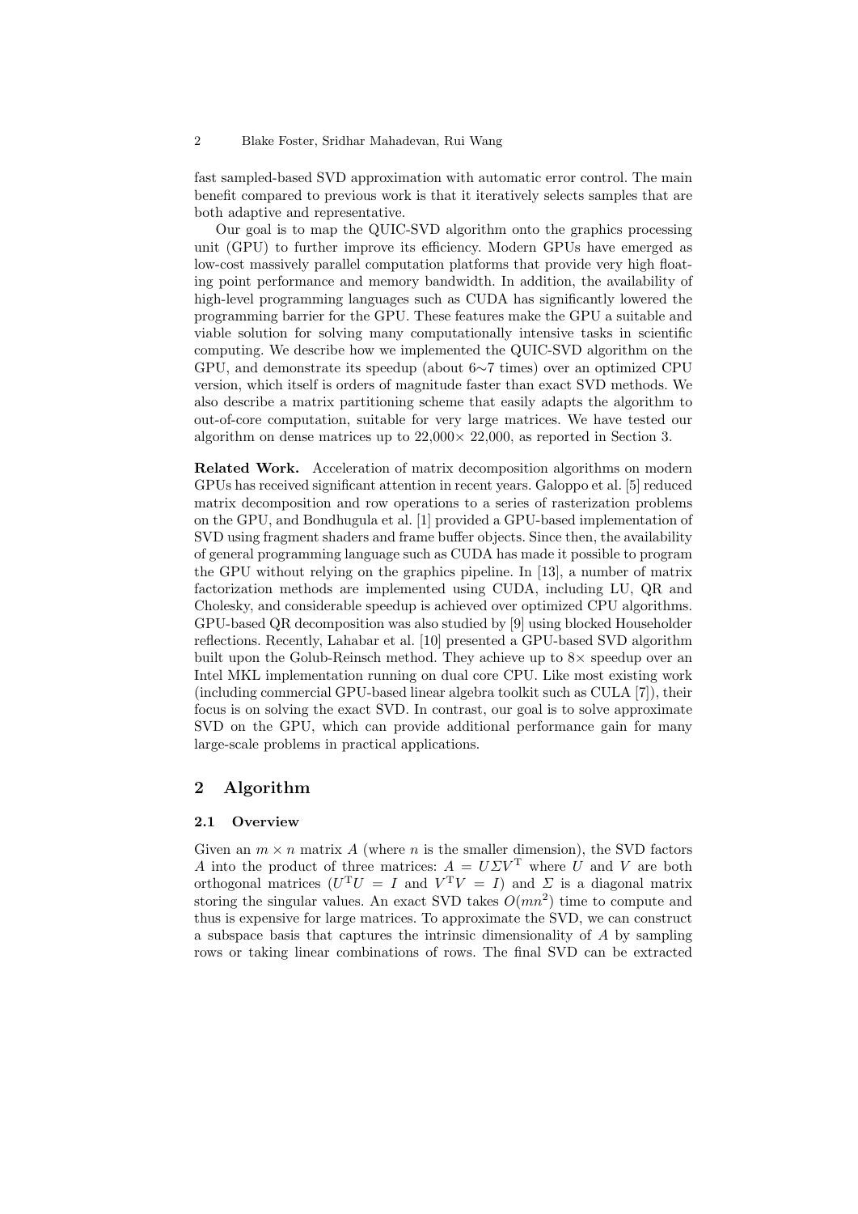fast sampled-based SVD approximation with automatic error control. The main benefit compared to previous work is that it iteratively selects samples that are both adaptive and representative.

Our goal is to map the QUIC-SVD algorithm onto the graphics processing unit (GPU) to further improve its efficiency. Modern GPUs have emerged as low-cost massively parallel computation platforms that provide very high floating point performance and memory bandwidth. In addition, the availability of high-level programming languages such as CUDA has significantly lowered the programming barrier for the GPU. These features make the GPU a suitable and viable solution for solving many computationally intensive tasks in scientific computing. We describe how we implemented the QUIC-SVD algorithm on the GPU, and demonstrate its speedup (about 6∼7 times) over an optimized CPU version, which itself is orders of magnitude faster than exact SVD methods. We also describe a matrix partitioning scheme that easily adapts the algorithm to out-of-core computation, suitable for very large matrices. We have tested our algorithm on dense matrices up to 22,000× 22,000, as reported in Section 3.

**Related Work.** Acceleration of matrix decomposition algorithms on modern GPUs has received significant attention in recent years. Galoppo et al. [5] reduced matrix decomposition and row operations to a series of rasterization problems on the GPU, and Bondhugula et al. [1] provided a GPU-based implementation of SVD using fragment shaders and frame buffer objects. Since then, the availability of general programming language such as CUDA has made it possible to program the GPU without relying on the graphics pipeline. In [13], a number of matrix factorization methods are implemented using CUDA, including LU, QR and Cholesky, and considerable speedup is achieved over optimized CPU algorithms. GPU-based QR decomposition was also studied by [9] using blocked Householder reflections. Recently, Lahabar et al. [10] presented a GPU-based SVD algorithm built upon the Golub-Reinsch method. They achieve up to 8× speedup over an Intel MKL implementation running on dual core CPU. Like most existing work (including commercial GPU-based linear algebra toolkit such as CULA [7]), their focus is on solving the exact SVD. In contrast, our goal is to solve approximate SVD on the GPU, which can provide additional performance gain for many large-scale problems in practical applications.

## 2 Algorithm

### 2.1 Overview

Given an $m \times n$ matrix $A$ (where $n$ is the smaller dimension), the SVD factors $A$ into the product of three matrices: $A = U \Sigma V^{\mathrm{T}}$ where $U$ and $V$ are both orthogonal matrices ($U^{\mathrm{T}}U = I$ and $V^{\mathrm{T}}V = I$) and $\Sigma$ is a diagonal matrix storing the singular values. An exact SVD takes $O(mn^2)$ time to compute and thus is expensive for large matrices. To approximate the SVD, we can construct a subspace basis that captures the intrinsic dimensionality of $A$ by sampling rows or taking linear combinations of rows. The final SVD can be extracted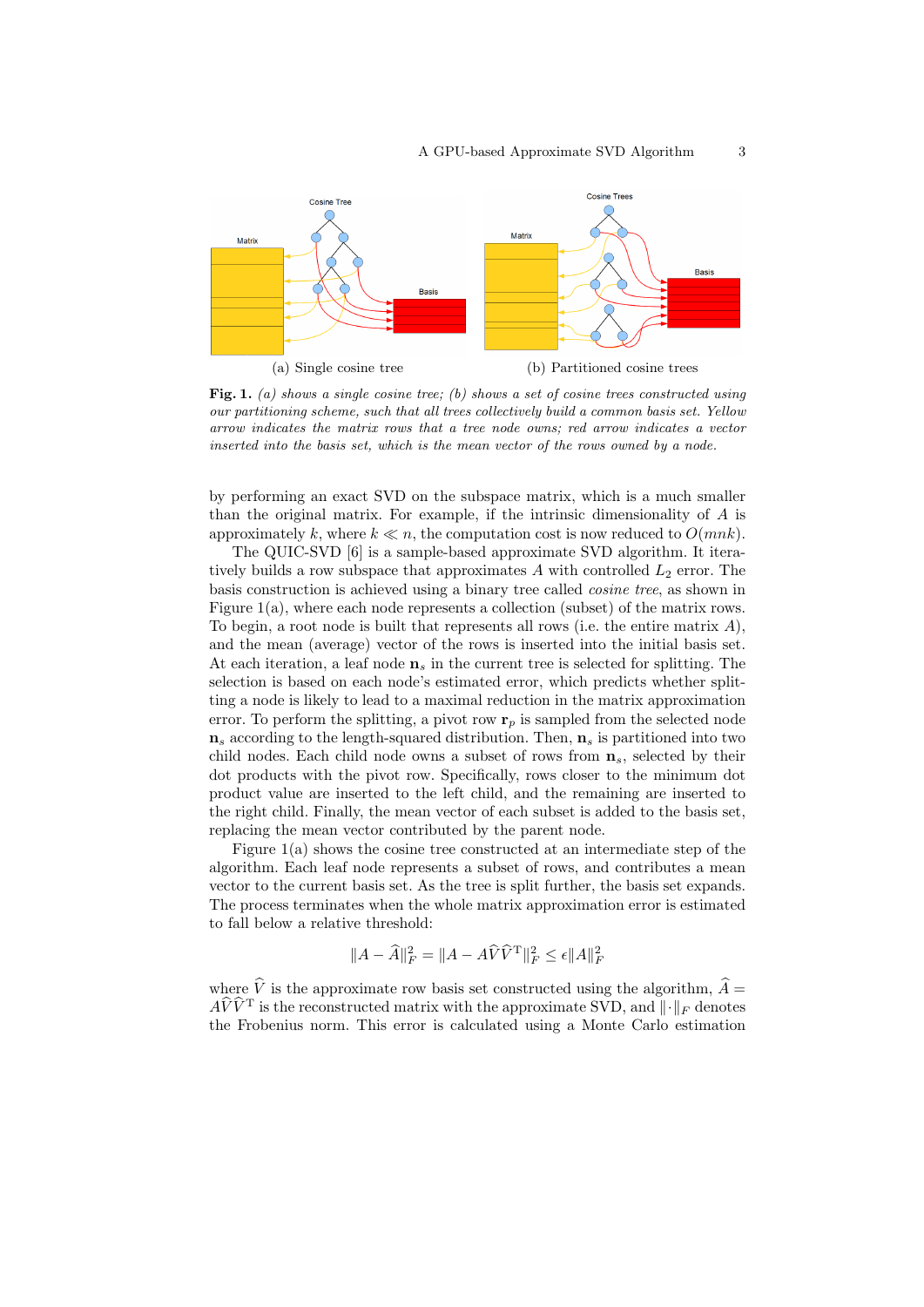(a) Single cosine tree

(b) Partitioned cosine trees

**Fig. 1.** *(a) shows a single cosine tree; (b) shows a set of cosine trees constructed using our partitioning scheme, such that all trees collectively build a common basis set. Yellow arrow indicates the matrix rows that a tree node owns; red arrow indicates a vector inserted into the basis set, which is the mean vector of the rows owned by a node.*

by performing an exact SVD on the subspace matrix, which is a much smaller than the original matrix. For example, if the intrinsic dimensionality of $A$ is approximately $k$, where $k \ll n$, the computation cost is now reduced to $O(mnk)$.

The QUIC-SVD [6] is a sample-based approximate SVD algorithm. It iteratively builds a row subspace that approximates $A$ with controlled $L_2$ error. The basis construction is achieved using a binary tree called *cosine tree*, as shown in Figure 1(a), where each node represents a collection (subset) of the matrix rows. To begin, a root node is built that represents all rows (i.e. the entire matrix $A$), and the mean (average) vector of the rows is inserted into the initial basis set. At each iteration, a leaf node $\mathbf{n}_s$ in the current tree is selected for splitting. The selection is based on each node's estimated error, which predicts whether splitting a node is likely to lead to a maximal reduction in the matrix approximation error. To perform the splitting, a pivot row $\mathbf{r}_p$ is sampled from the selected node $\mathbf{n}_s$ according to the length-squared distribution. Then, $\mathbf{n}_s$ is partitioned into two child nodes. Each child node owns a subset of rows from $\mathbf{n}_s$, selected by their dot products with the pivot row. Specifically, rows closer to the minimum dot product value are inserted to the left child, and the remaining are inserted to the right child. Finally, the mean vector of each subset is added to the basis set, replacing the mean vector contributed by the parent node.

Figure 1(a) shows the cosine tree constructed at an intermediate step of the algorithm. Each leaf node represents a subset of rows, and contributes a mean vector to the current basis set. As the tree is split further, the basis set expands. The process terminates when the whole matrix approximation error is estimated to fall below a relative threshold:

$$\|A - \widehat{A}\|_F^2 = \|A - A\widehat{V}\widehat{V}^{\mathrm{T}}\|_F^2 \le \epsilon \|A\|_F^2$$

where $\widehat{V}$ is the approximate row basis set constructed using the algorithm, $\widehat{A} = A\widehat{V}\widehat{V}^{\mathrm{T}}$ is the reconstructed matrix with the approximate SVD, and $\|\cdot\|_F$ denotes the Frobenius norm. This error is calculated using a Monte Carlo estimation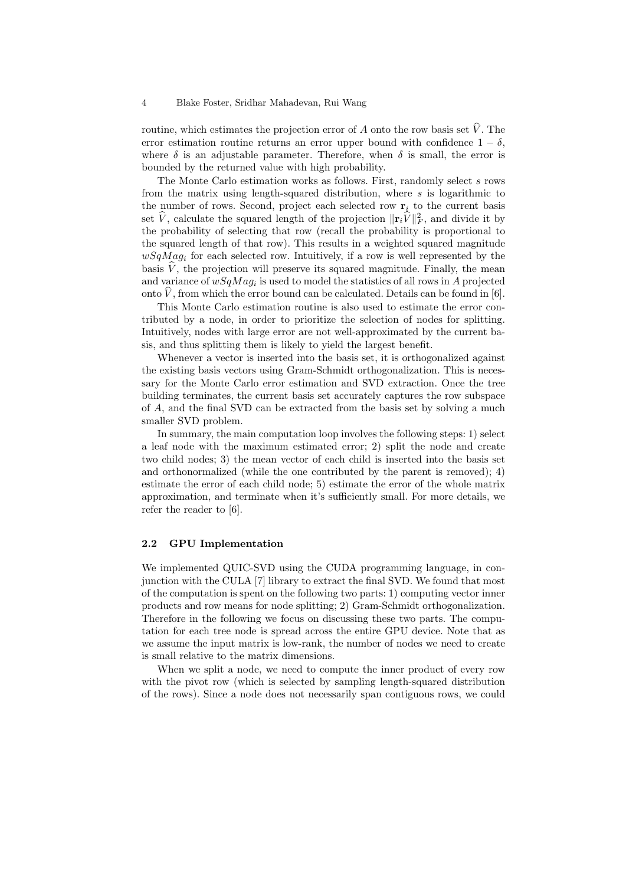routine, which estimates the projection error of $A$ onto the row basis set $\widehat{V}$. The error estimation routine returns an error upper bound with confidence $1 - \delta$, where $\delta$ is an adjustable parameter. Therefore, when $\delta$ is small, the error is bounded by the returned value with high probability.

The Monte Carlo estimation works as follows. First, randomly select $s$ rows from the matrix using length-squared distribution, where $s$ is logarithmic to the number of rows. Second, project each selected row $\mathbf{r}_i$ to the current basis set $\widehat{V}$, calculate the squared length of the projection $\|\mathbf{r}_i \widehat{V}\|_F^2$, and divide it by the probability of selecting that row (recall the probability is proportional to the squared length of that row). This results in a weighted squared magnitude $wSqMag_i$ for each selected row. Intuitively, if a row is well represented by the basis $\widehat{V}$, the projection will preserve its squared magnitude. Finally, the mean and variance of $wSqMag_i$ is used to model the statistics of all rows in $A$ projected onto $\widehat{V}$, from which the error bound can be calculated. Details can be found in [6].

This Monte Carlo estimation routine is also used to estimate the error contributed by a node, in order to prioritize the selection of nodes for splitting. Intuitively, nodes with large error are not well-approximated by the current basis, and thus splitting them is likely to yield the largest benefit.

Whenever a vector is inserted into the basis set, it is orthogonalized against the existing basis vectors using Gram-Schmidt orthogonalization. This is necessary for the Monte Carlo error estimation and SVD extraction. Once the tree building terminates, the current basis set accurately captures the row subspace of $A$, and the final SVD can be extracted from the basis set by solving a much smaller SVD problem.

In summary, the main computation loop involves the following steps: 1) select a leaf node with the maximum estimated error; 2) split the node and create two child nodes; 3) the mean vector of each child is inserted into the basis set and orthonormalized (while the one contributed by the parent is removed); 4) estimate the error of each child node; 5) estimate the error of the whole matrix approximation, and terminate when it's sufficiently small. For more details, we refer the reader to [6].

### 2.2 GPU Implementation

We implemented QUIC-SVD using the CUDA programming language, in conjunction with the CULA [7] library to extract the final SVD. We found that most of the computation is spent on the following two parts: 1) computing vector inner products and row means for node splitting; 2) Gram-Schmidt orthogonalization. Therefore in the following we focus on discussing these two parts. The computation for each tree node is spread across the entire GPU device. Note that as we assume the input matrix is low-rank, the number of nodes we need to create is small relative to the matrix dimensions.

When we split a node, we need to compute the inner product of every row with the pivot row (which is selected by sampling length-squared distribution of the rows). Since a node does not necessarily span contiguous rows, we could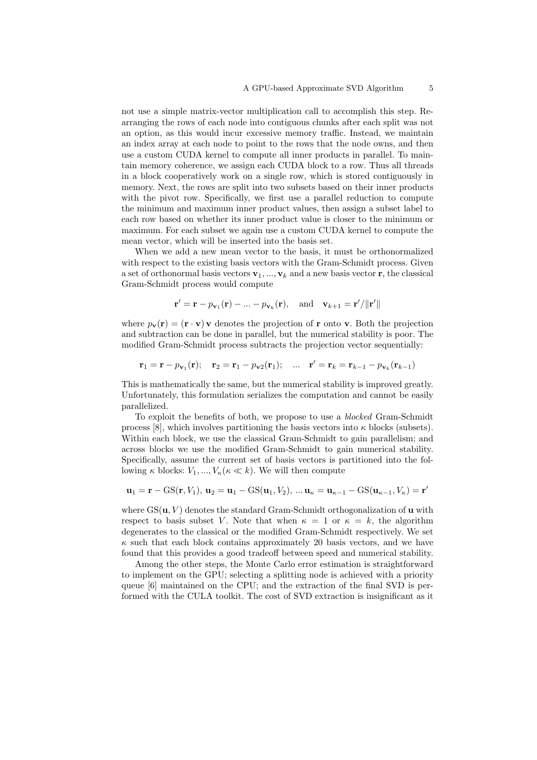not use a simple matrix-vector multiplication call to accomplish this step. Rearranging the rows of each node into contiguous chunks after each split was not an option, as this would incur excessive memory traffic. Instead, we maintain an index array at each node to point to the rows that the node owns, and then use a custom CUDA kernel to compute all inner products in parallel. To maintain memory coherence, we assign each CUDA block to a row. Thus all threads in a block cooperatively work on a single row, which is stored contiguously in memory. Next, the rows are split into two subsets based on their inner products with the pivot row. Specifically, we first use a parallel reduction to compute the minimum and maximum inner product values, then assign a subset label to each row based on whether its inner product value is closer to the minimum or maximum. For each subset we again use a custom CUDA kernel to compute the mean vector, which will be inserted into the basis set.

When we add a new mean vector to the basis, it must be orthonormalized with respect to the existing basis vectors with the Gram-Schmidt process. Given a set of orthonormal basis vectors $\mathbf{v}_1, ..., \mathbf{v}_k$ and a new basis vector $\mathbf{r}$, the classical Gram-Schmidt process would compute

$$\mathbf{r}' = \mathbf{r} - p_{\mathbf{v}_1}(\mathbf{r}) - ... - p_{\mathbf{v}_k}(\mathbf{r}), \quad \text{and} \quad \mathbf{v}_{k+1} = \mathbf{r}'/\|\mathbf{r}'\|$$

where $p_{\mathbf{v}}(\mathbf{r}) = (\mathbf{r} \cdot \mathbf{v})\, \mathbf{v}$ denotes the projection of $\mathbf{r}$ onto $\mathbf{v}$. Both the projection and subtraction can be done in parallel, but the numerical stability is poor. The modified Gram-Schmidt process subtracts the projection vector sequentially:

$$\mathbf{r}_1 = \mathbf{r} - p_{\mathbf{v}_1}(\mathbf{r}); \quad \mathbf{r}_2 = \mathbf{r}_1 - p_{\mathbf{v}2}(\mathbf{r}_1); \quad ... \quad \mathbf{r}' = \mathbf{r}_k = \mathbf{r}_{k-1} - p_{\mathbf{v}_k}(\mathbf{r}_{k-1})$$

This is mathematically the same, but the numerical stability is improved greatly. Unfortunately, this formulation serializes the computation and cannot be easily parallelized.

To exploit the benefits of both, we propose to use a *blocked* Gram-Schmidt process [8], which involves partitioning the basis vectors into $\kappa$ blocks (subsets). Within each block, we use the classical Gram-Schmidt to gain parallelism; and across blocks we use the modified Gram-Schmidt to gain numerical stability. Specifically, assume the current set of basis vectors is partitioned into the following $\kappa$ blocks: $V_1, ..., V_\kappa (\kappa \ll k)$. We will then compute

$$\mathbf{u}_1 = \mathbf{r} - \mathrm{GS}(\mathbf{r}, V_1),\ \mathbf{u}_2 = \mathbf{u}_1 - \mathrm{GS}(\mathbf{u}_1, V_2),\ ...\ \mathbf{u}_\kappa = \mathbf{u}_{\kappa-1} - \mathrm{GS}(\mathbf{u}_{\kappa-1}, V_\kappa) = \mathbf{r}'$$

where $\mathrm{GS}(\mathbf{u}, V)$ denotes the standard Gram-Schmidt orthogonalization of $\mathbf{u}$ with respect to basis subset $V$. Note that when $\kappa = 1$ or $\kappa = k$, the algorithm degenerates to the classical or the modified Gram-Schmidt respectively. We set $\kappa$ such that each block contains approximately 20 basis vectors, and we have found that this provides a good tradeoff between speed and numerical stability.

Among the other steps, the Monte Carlo error estimation is straightforward to implement on the GPU; selecting a splitting node is achieved with a priority queue [6] maintained on the CPU; and the extraction of the final SVD is performed with the CULA toolkit. The cost of SVD extraction is insignificant as it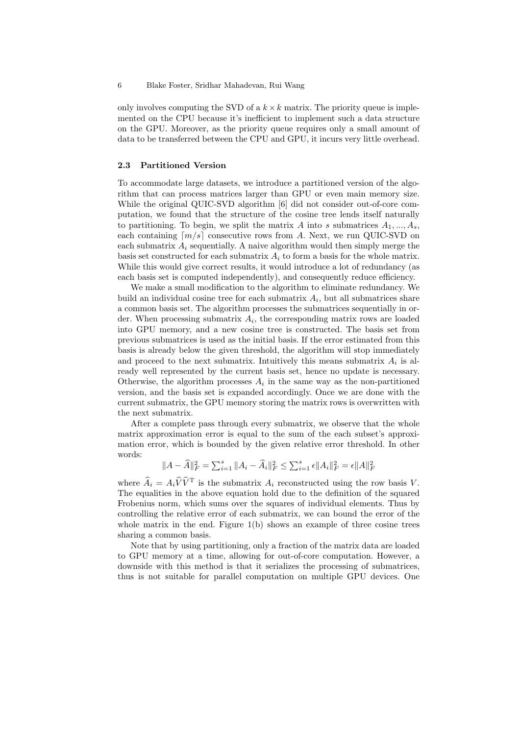only involves computing the SVD of a $k \times k$ matrix. The priority queue is implemented on the CPU because it's inefficient to implement such a data structure on the GPU. Moreover, as the priority queue requires only a small amount of data to be transferred between the CPU and GPU, it incurs very little overhead.

### 2.3 Partitioned Version

To accommodate large datasets, we introduce a partitioned version of the algorithm that can process matrices larger than GPU or even main memory size. While the original QUIC-SVD algorithm [6] did not consider out-of-core computation, we found that the structure of the cosine tree lends itself naturally to partitioning. To begin, we split the matrix $A$ into $s$ submatrices $A_1, ..., A_s$, each containing $\lceil m/s \rceil$ consecutive rows from $A$. Next, we run QUIC-SVD on each submatrix $A_i$ sequentially. A naive algorithm would then simply merge the basis set constructed for each submatrix $A_i$ to form a basis for the whole matrix. While this would give correct results, it would introduce a lot of redundancy (as each basis set is computed independently), and consequently reduce efficiency.

We make a small modification to the algorithm to eliminate redundancy. We build an individual cosine tree for each submatrix $A_i$, but all submatrices share a common basis set. The algorithm processes the submatrices sequentially in order. When processing submatrix $A_i$, the corresponding matrix rows are loaded into GPU memory, and a new cosine tree is constructed. The basis set from previous submatrices is used as the initial basis. If the error estimated from this basis is already below the given threshold, the algorithm will stop immediately and proceed to the next submatrix. Intuitively this means submatrix $A_i$ is already well represented by the current basis set, hence no update is necessary. Otherwise, the algorithm processes $A_i$ in the same way as the non-partitioned version, and the basis set is expanded accordingly. Once we are done with the current submatrix, the GPU memory storing the matrix rows is overwritten with the next submatrix.

After a complete pass through every submatrix, we observe that the whole matrix approximation error is equal to the sum of the each subset's approximation error, which is bounded by the given relative error threshold. In other words:

$$\|A - \widehat{A}\|_F^2 = \sum_{i=1}^{s} \|A_i - \widehat{A}_i\|_F^2 \leq \sum_{i=1}^{s} \epsilon \|A_i\|_F^2 = \epsilon \|A\|_F^2$$

where $\widehat{A}_i = A_i \widehat{V} \widehat{V}^{\mathrm{T}}$ is the submatrix $A_i$ reconstructed using the row basis $V$. The equalities in the above equation hold due to the definition of the squared Frobenius norm, which sums over the squares of individual elements. Thus by controlling the relative error of each submatrix, we can bound the error of the whole matrix in the end. Figure 1(b) shows an example of three cosine trees sharing a common basis.

Note that by using partitioning, only a fraction of the matrix data are loaded to GPU memory at a time, allowing for out-of-core computation. However, a downside with this method is that it serializes the processing of submatrices, thus is not suitable for parallel computation on multiple GPU devices. One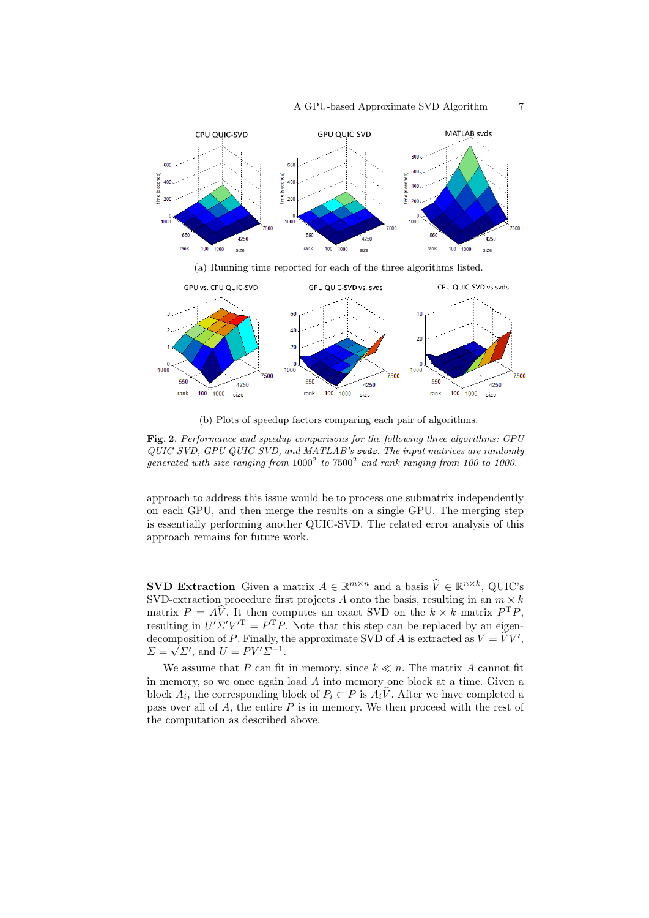(a) Running time reported for each of the three algorithms listed.

(b) Plots of speedup factors comparing each pair of algorithms.

**Fig. 2.** *Performance and speedup comparisons for the following three algorithms: CPU QUIC-SVD, GPU QUIC-SVD, and MATLAB's* `svds`*. The input matrices are randomly generated with size ranging from* $1000^2$ *to* $7500^2$ *and rank ranging from 100 to 1000.*

approach to address this issue would be to process one submatrix independently on each GPU, and then merge the results on a single GPU. The merging step is essentially performing another QUIC-SVD. The related error analysis of this approach remains for future work.

**SVD Extraction** Given a matrix $A \in \mathbb{R}^{m \times n}$ and a basis $\widehat{V} \in \mathbb{R}^{n \times k}$, QUIC's SVD-extraction procedure first projects $A$ onto the basis, resulting in an $m \times k$ matrix $P = A\widehat{V}$. It then computes an exact SVD on the $k \times k$ matrix $P^{\mathrm{T}}P$, resulting in $U'\Sigma'V'^{\mathrm{T}} = P^{\mathrm{T}}P$. Note that this step can be replaced by an eigen-decomposition of $P$. Finally, the approximate SVD of $A$ is extracted as $V = \widehat{V}V'$, $\Sigma = \sqrt{\Sigma'}$, and $U = PV'\Sigma^{-1}$.

We assume that $P$ can fit in memory, since $k \ll n$. The matrix $A$ cannot fit in memory, so we once again load $A$ into memory one block at a time. Given a block $A_i$, the corresponding block of $P_i \subset P$ is $A_i\widehat{V}$. After we have completed a pass over all of $A$, the entire $P$ is in memory. We then proceed with the rest of the computation as described above.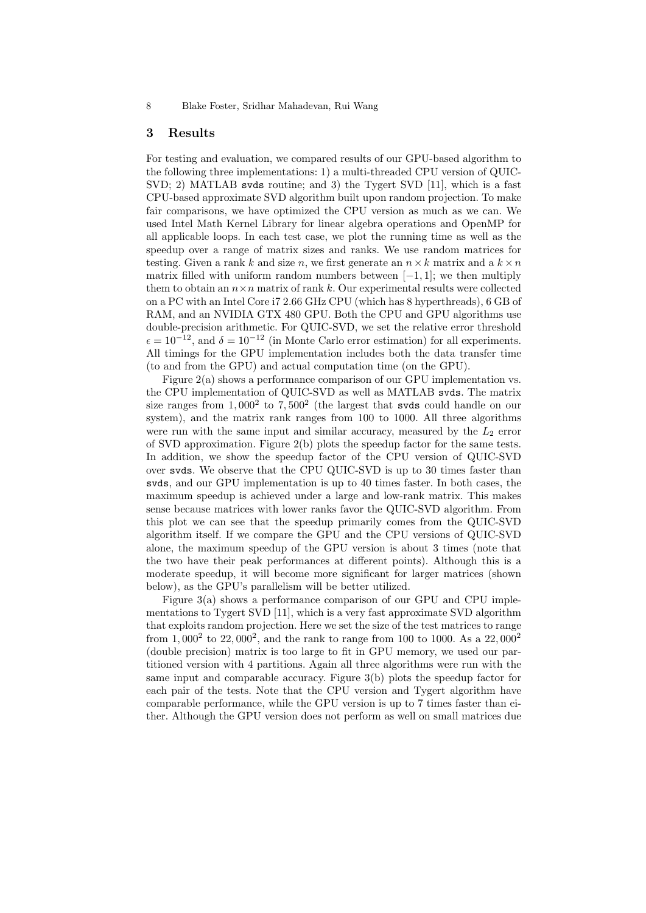## 3 Results

For testing and evaluation, we compared results of our GPU-based algorithm to the following three implementations: 1) a multi-threaded CPU version of QUIC-SVD; 2) MATLAB `svds` routine; and 3) the Tygert SVD [11], which is a fast CPU-based approximate SVD algorithm built upon random projection. To make fair comparisons, we have optimized the CPU version as much as we can. We used Intel Math Kernel Library for linear algebra operations and OpenMP for all applicable loops. In each test case, we plot the running time as well as the speedup over a range of matrix sizes and ranks. We use random matrices for testing. Given a rank $k$ and size $n$, we first generate an $n \times k$ matrix and a $k \times n$ matrix filled with uniform random numbers between $[-1, 1]$; we then multiply them to obtain an $n \times n$ matrix of rank $k$. Our experimental results were collected on a PC with an Intel Core i7 2.66 GHz CPU (which has 8 hyperthreads), 6 GB of RAM, and an NVIDIA GTX 480 GPU. Both the CPU and GPU algorithms use double-precision arithmetic. For QUIC-SVD, we set the relative error threshold $\epsilon = 10^{-12}$, and $\delta = 10^{-12}$ (in Monte Carlo error estimation) for all experiments. All timings for the GPU implementation includes both the data transfer time (to and from the GPU) and actual computation time (on the GPU).

Figure 2(a) shows a performance comparison of our GPU implementation vs. the CPU implementation of QUIC-SVD as well as MATLAB `svds`. The matrix size ranges from $1,000^2$ to $7,500^2$ (the largest that `svds` could handle on our system), and the matrix rank ranges from 100 to 1000. All three algorithms were run with the same input and similar accuracy, measured by the $L_2$ error of SVD approximation. Figure 2(b) plots the speedup factor for the same tests. In addition, we show the speedup factor of the CPU version of QUIC-SVD over `svds`. We observe that the CPU QUIC-SVD is up to 30 times faster than `svds`, and our GPU implementation is up to 40 times faster. In both cases, the maximum speedup is achieved under a large and low-rank matrix. This makes sense because matrices with lower ranks favor the QUIC-SVD algorithm. From this plot we can see that the speedup primarily comes from the QUIC-SVD algorithm itself. If we compare the GPU and the CPU versions of QUIC-SVD alone, the maximum speedup of the GPU version is about 3 times (note that the two have their peak performances at different points). Although this is a moderate speedup, it will become more significant for larger matrices (shown below), as the GPU's parallelism will be better utilized.

Figure 3(a) shows a performance comparison of our GPU and CPU implementations to Tygert SVD [11], which is a very fast approximate SVD algorithm that exploits random projection. Here we set the size of the test matrices to range from $1,000^2$ to $22,000^2$, and the rank to range from 100 to 1000. As a $22,000^2$ (double precision) matrix is too large to fit in GPU memory, we used our partitioned version with 4 partitions. Again all three algorithms were run with the same input and comparable accuracy. Figure 3(b) plots the speedup factor for each pair of the tests. Note that the CPU version and Tygert algorithm have comparable performance, while the GPU version is up to 7 times faster than either. Although the GPU version does not perform as well on small matrices due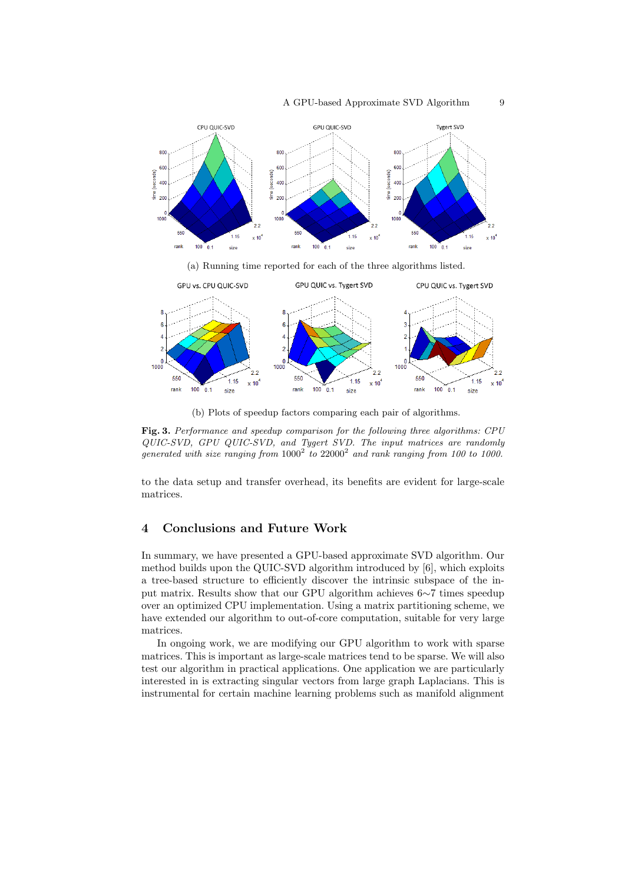(a) Running time reported for each of the three algorithms listed.

(b) Plots of speedup factors comparing each pair of algorithms.

**Fig. 3.** *Performance and speedup comparison for the following three algorithms: CPU QUIC-SVD, GPU QUIC-SVD, and Tygert SVD. The input matrices are randomly generated with size ranging from* $1000^2$ *to* $22000^2$ *and rank ranging from 100 to 1000.*

to the data setup and transfer overhead, its benefits are evident for large-scale matrices.

## 4 Conclusions and Future Work

In summary, we have presented a GPU-based approximate SVD algorithm. Our method builds upon the QUIC-SVD algorithm introduced by [6], which exploits a tree-based structure to efficiently discover the intrinsic subspace of the input matrix. Results show that our GPU algorithm achieves 6∼7 times speedup over an optimized CPU implementation. Using a matrix partitioning scheme, we have extended our algorithm to out-of-core computation, suitable for very large matrices.

In ongoing work, we are modifying our GPU algorithm to work with sparse matrices. This is important as large-scale matrices tend to be sparse. We will also test our algorithm in practical applications. One application we are particularly interested in is extracting singular vectors from large graph Laplacians. This is instrumental for certain machine learning problems such as manifold alignment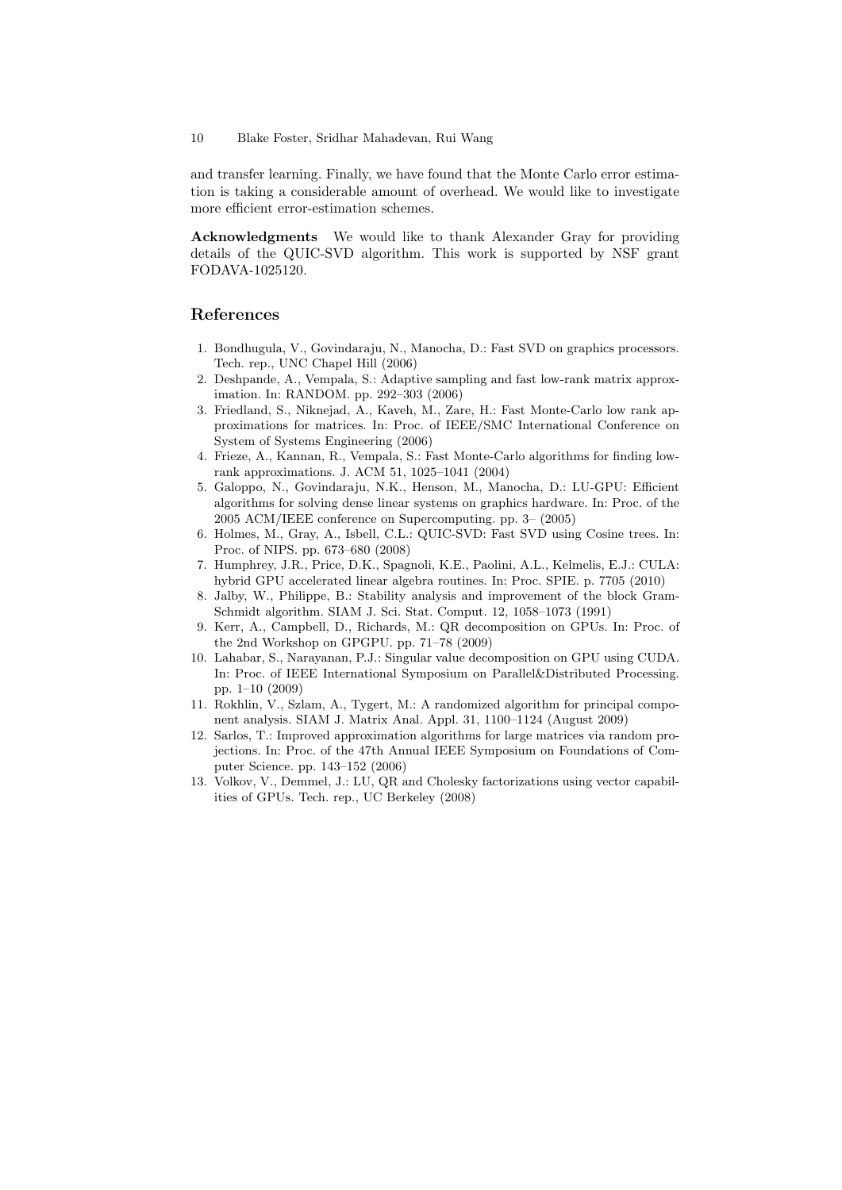and transfer learning. Finally, we have found that the Monte Carlo error estimation is taking a considerable amount of overhead. We would like to investigate more efficient error-estimation schemes.

**Acknowledgments** We would like to thank Alexander Gray for providing details of the QUIC-SVD algorithm. This work is supported by NSF grant FODAVA-1025120.

## References

1. Bondhugula, V., Govindaraju, N., Manocha, D.: Fast SVD on graphics processors. Tech. rep., UNC Chapel Hill (2006)
2. Deshpande, A., Vempala, S.: Adaptive sampling and fast low-rank matrix approximation. In: RANDOM. pp. 292–303 (2006)
3. Friedland, S., Niknejad, A., Kaveh, M., Zare, H.: Fast Monte-Carlo low rank approximations for matrices. In: Proc. of IEEE/SMC International Conference on System of Systems Engineering (2006)
4. Frieze, A., Kannan, R., Vempala, S.: Fast Monte-Carlo algorithms for finding low-rank approximations. J. ACM 51, 1025–1041 (2004)
5. Galoppo, N., Govindaraju, N.K., Henson, M., Manocha, D.: LU-GPU: Efficient algorithms for solving dense linear systems on graphics hardware. In: Proc. of the 2005 ACM/IEEE conference on Supercomputing. pp. 3– (2005)
6. Holmes, M., Gray, A., Isbell, C.L.: QUIC-SVD: Fast SVD using Cosine trees. In: Proc. of NIPS. pp. 673–680 (2008)
7. Humphrey, J.R., Price, D.K., Spagnoli, K.E., Paolini, A.L., Kelmelis, E.J.: CULA: hybrid GPU accelerated linear algebra routines. In: Proc. SPIE. p. 7705 (2010)
8. Jalby, W., Philippe, B.: Stability analysis and improvement of the block Gram-Schmidt algorithm. SIAM J. Sci. Stat. Comput. 12, 1058–1073 (1991)
9. Kerr, A., Campbell, D., Richards, M.: QR decomposition on GPUs. In: Proc. of the 2nd Workshop on GPGPU. pp. 71–78 (2009)
10. Lahabar, S., Narayanan, P.J.: Singular value decomposition on GPU using CUDA. In: Proc. of IEEE International Symposium on Parallel&Distributed Processing. pp. 1–10 (2009)
11. Rokhlin, V., Szlam, A., Tygert, M.: A randomized algorithm for principal component analysis. SIAM J. Matrix Anal. Appl. 31, 1100–1124 (August 2009)
12. Sarlos, T.: Improved approximation algorithms for large matrices via random projections. In: Proc. of the 47th Annual IEEE Symposium on Foundations of Computer Science. pp. 143–152 (2006)
13. Volkov, V., Demmel, J.: LU, QR and Cholesky factorizations using vector capabilities of GPUs. Tech. rep., UC Berkeley (2008)